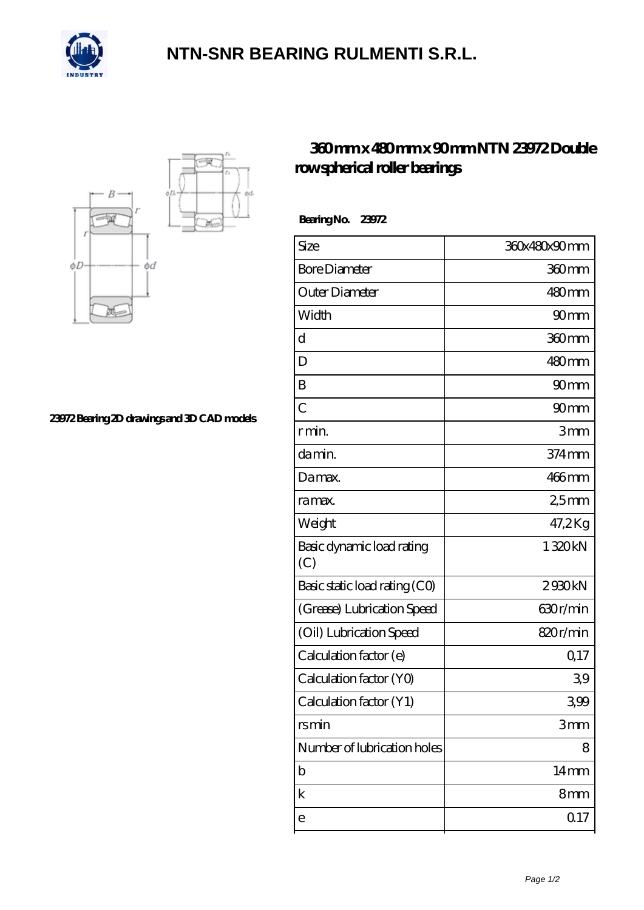# NTN-SNR BEARING RULMENTI S.R.L.

23972 Bearing 2D drawings and 3D CAD models

## 360mm x 480mm x 90mm NTN 23972 Double row spherical roller bearings

**Bearing No. 23972**

| Size | 360x480x90 mm |
|---|---|
| Bore Diameter | 360 mm |
| Outer Diameter | 480 mm |
| Width | 90 mm |
| d | 360 mm |
| D | 480 mm |
| B | 90 mm |
| C | 90 mm |
| r min. | 3 mm |
| da min. | 374 mm |
| Da max. | 466 mm |
| ra max. | 2,5 mm |
| Weight | 47,2 Kg |
| Basic dynamic load rating (C) | 1 320 kN |
| Basic static load rating (C0) | 2 930 kN |
| (Grease) Lubrication Speed | 630 r/min |
| (Oil) Lubrication Speed | 820 r/min |
| Calculation factor (e) | 0,17 |
| Calculation factor (Y0) | 3,9 |
| Calculation factor (Y1) | 3,99 |
| rs min | 3 mm |
| Number of lubrication holes | 8 |
| b | 14 mm |
| k | 8 mm |
| e | 0.17 |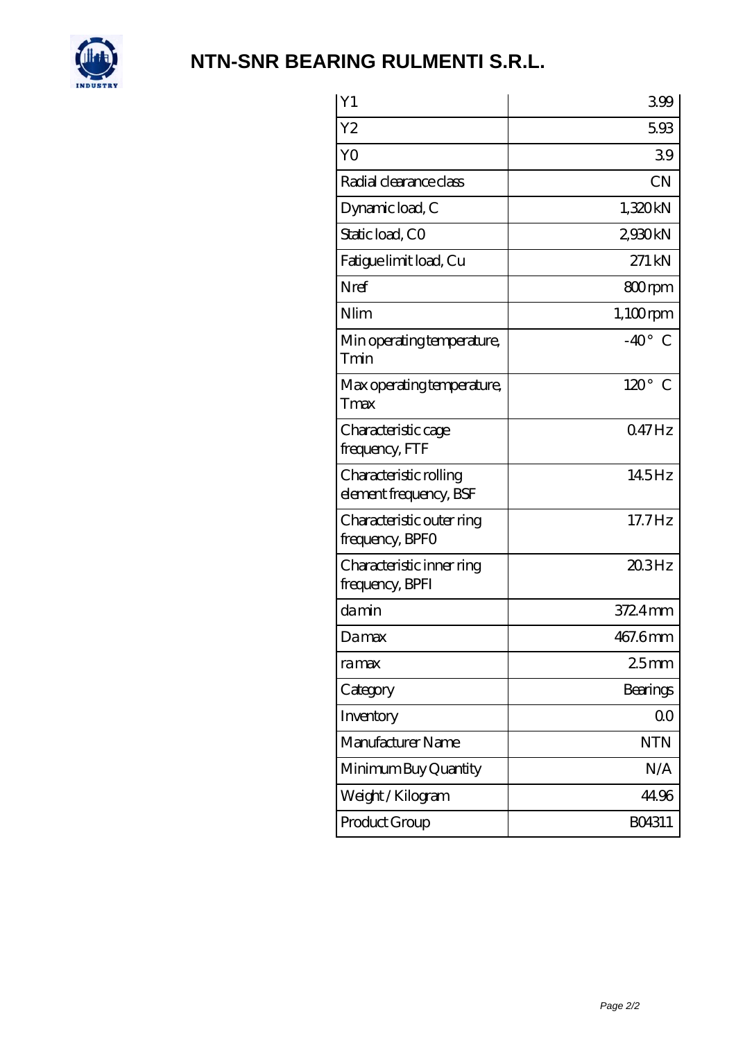# NTN-SNR BEARING RULMENTI S.R.L.

| | |
|---|---|
| Y1 | 3.99 |
| Y2 | 5.93 |
| Y0 | 3.9 |
| Radial clearance class | CN |
| Dynamic load, C | 1,320 kN |
| Static load, C0 | 2,930 kN |
| Fatigue limit load, Cu | 271 kN |
| Nref | 800 rpm |
| Nlim | 1,100 rpm |
| Min operating temperature, Tmin | -40°C |
| Max operating temperature, Tmax | 120°C |
| Characteristic cage frequency, FTF | 0.47 Hz |
| Characteristic rolling element frequency, BSF | 14.5 Hz |
| Characteristic outer ring frequency, BPFO | 17.7 Hz |
| Characteristic inner ring frequency, BPFI | 20.3 Hz |
| da min | 372.4 mm |
| Da max | 467.6 mm |
| ra max | 2.5 mm |
| Category | Bearings |
| Inventory | 0.0 |
| Manufacturer Name | NTN |
| Minimum Buy Quantity | N/A |
| Weight / Kilogram | 44.96 |
| Product Group | B04311 |